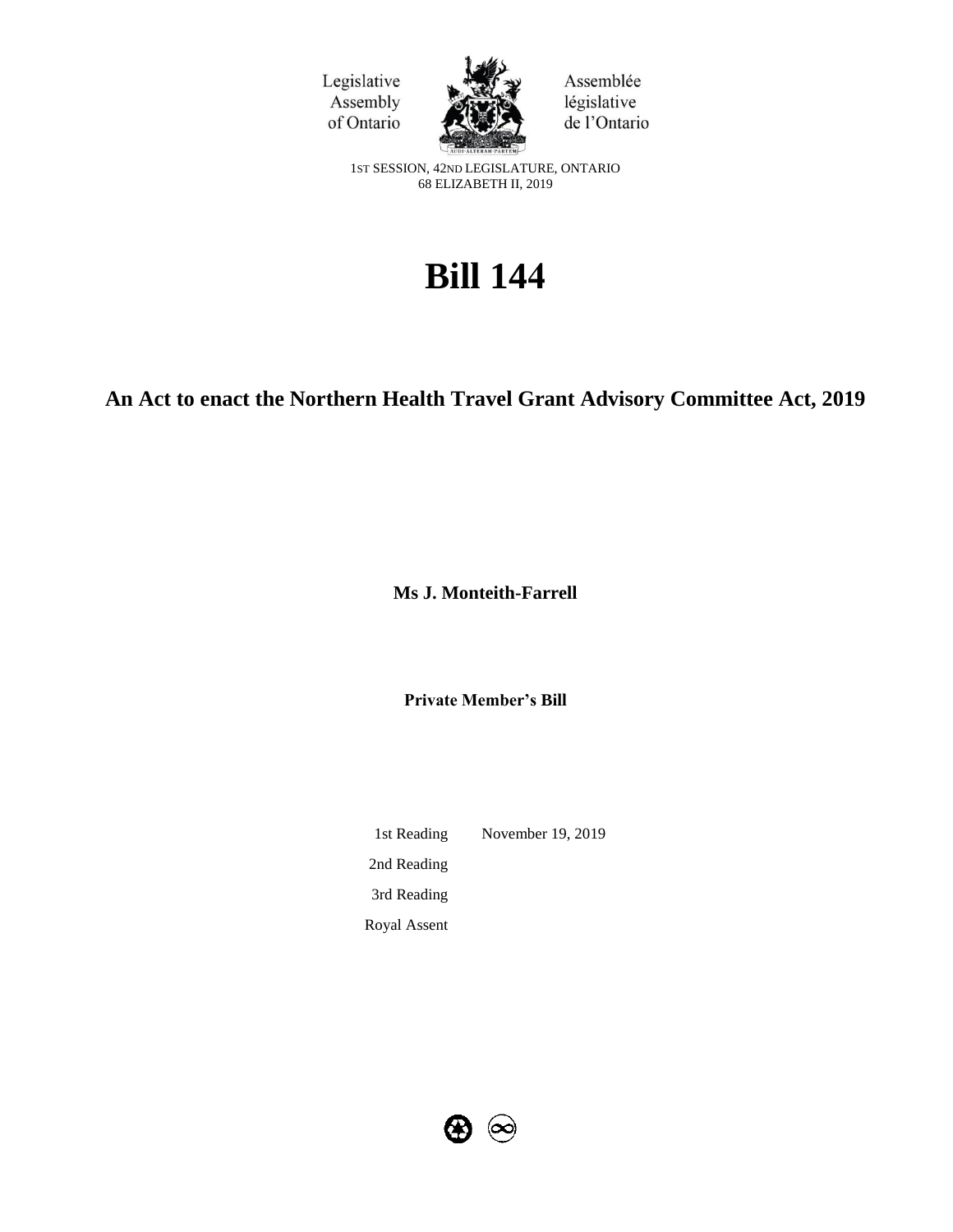Legislative Assembly of Ontario

Assemblée législative de l'Ontario

1ST SESSION, 42ND LEGISLATURE, ONTARIO
68 ELIZABETH II, 2019

# Bill 144

## An Act to enact the Northern Health Travel Grant Advisory Committee Act, 2019

**Ms J. Monteith-Farrell**

**Private Member's Bill**

| | |
|---|---|
| 1st Reading | November 19, 2019 |
| 2nd Reading | |
| 3rd Reading | |
| Royal Assent | |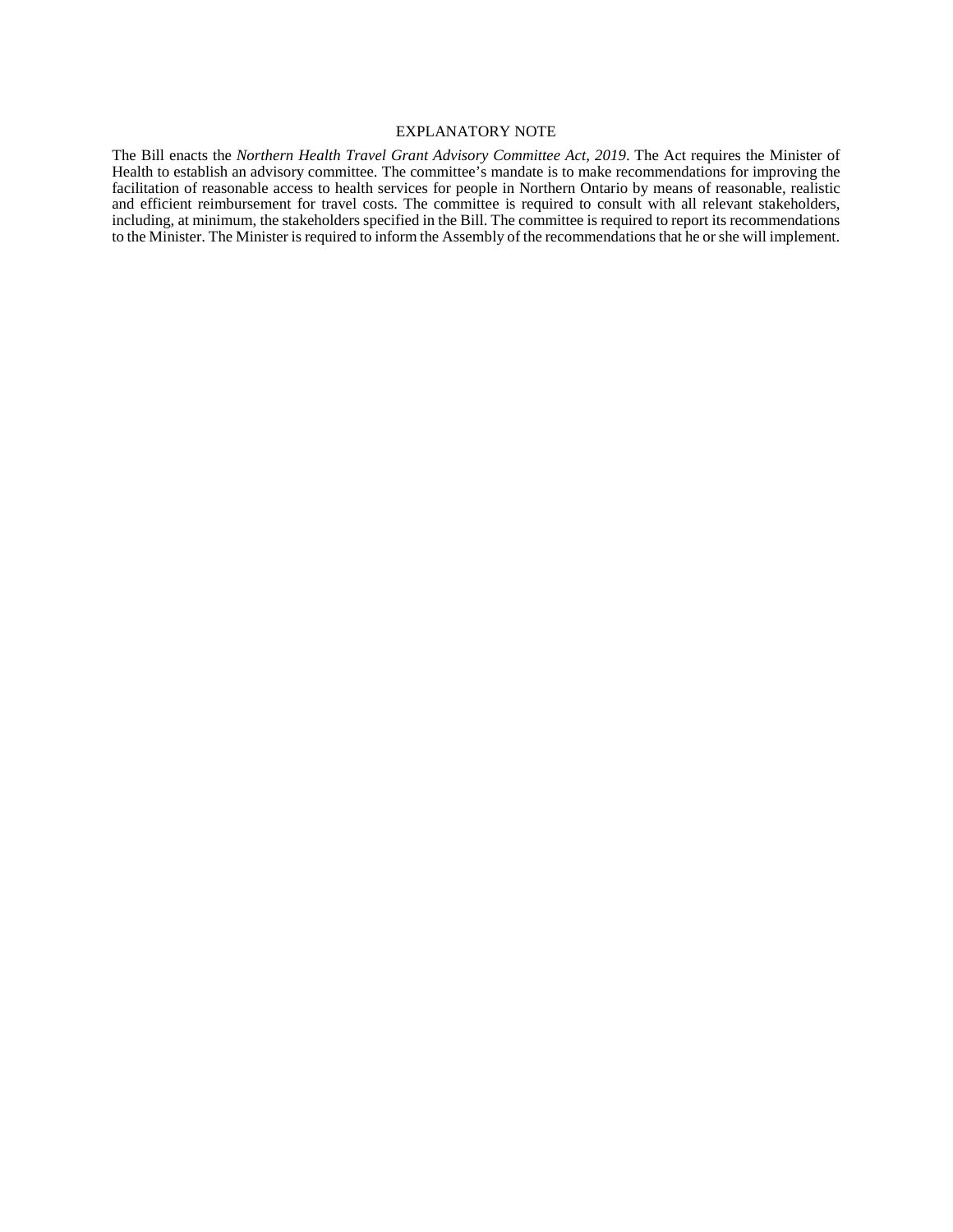## EXPLANATORY NOTE

The Bill enacts the *Northern Health Travel Grant Advisory Committee Act, 2019*. The Act requires the Minister of Health to establish an advisory committee. The committee's mandate is to make recommendations for improving the facilitation of reasonable access to health services for people in Northern Ontario by means of reasonable, realistic and efficient reimbursement for travel costs. The committee is required to consult with all relevant stakeholders, including, at minimum, the stakeholders specified in the Bill. The committee is required to report its recommendations to the Minister. The Minister is required to inform the Assembly of the recommendations that he or she will implement.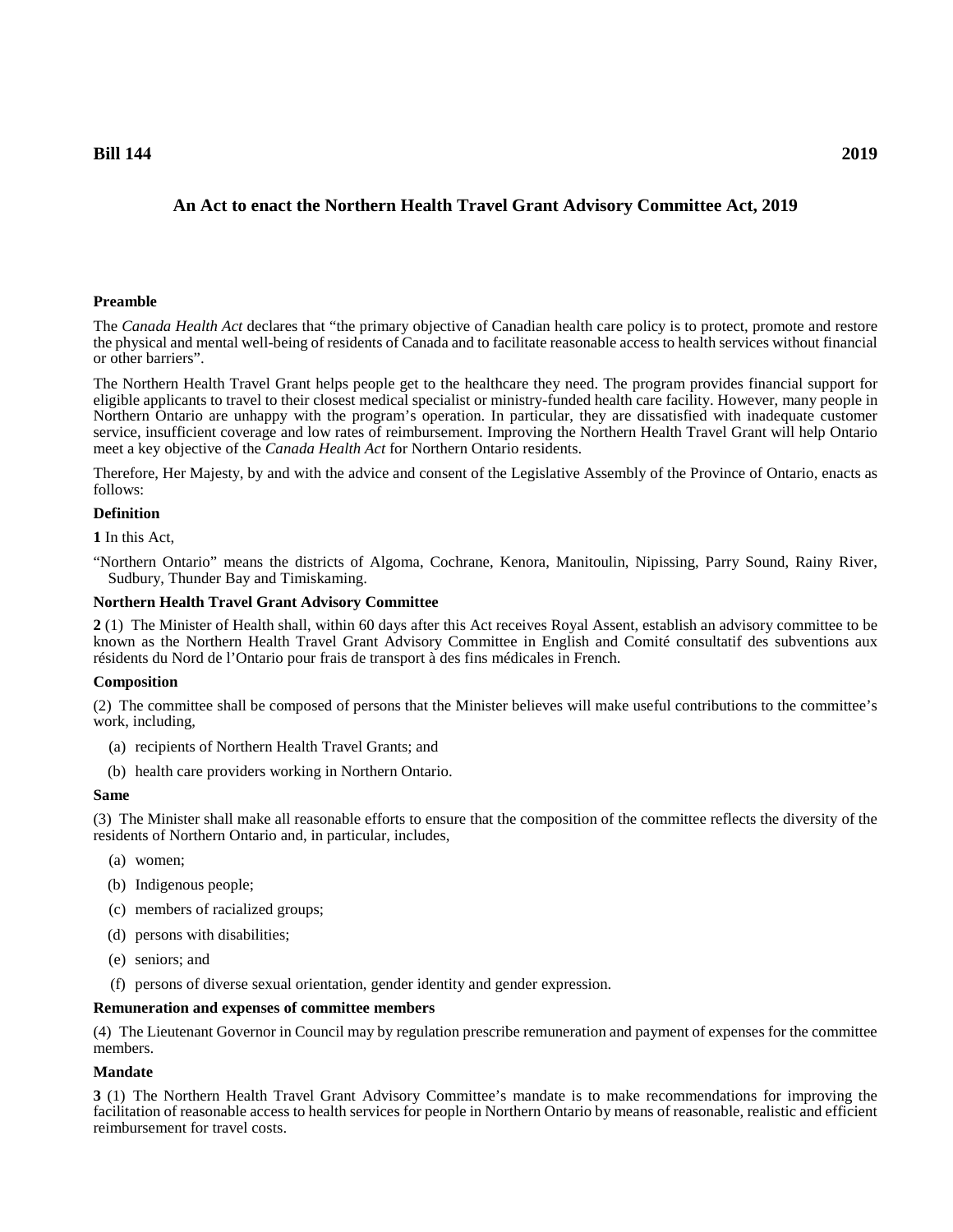**Bill 144** **2019**

## An Act to enact the Northern Health Travel Grant Advisory Committee Act, 2019

### Preamble

The *Canada Health Act* declares that "the primary objective of Canadian health care policy is to protect, promote and restore the physical and mental well-being of residents of Canada and to facilitate reasonable access to health services without financial or other barriers".

The Northern Health Travel Grant helps people get to the healthcare they need. The program provides financial support for eligible applicants to travel to their closest medical specialist or ministry-funded health care facility. However, many people in Northern Ontario are unhappy with the program's operation. In particular, they are dissatisfied with inadequate customer service, insufficient coverage and low rates of reimbursement. Improving the Northern Health Travel Grant will help Ontario meet a key objective of the *Canada Health Act* for Northern Ontario residents.

Therefore, Her Majesty, by and with the advice and consent of the Legislative Assembly of the Province of Ontario, enacts as follows:

### Definition

**1** In this Act,

"Northern Ontario" means the districts of Algoma, Cochrane, Kenora, Manitoulin, Nipissing, Parry Sound, Rainy River, Sudbury, Thunder Bay and Timiskaming.

### Northern Health Travel Grant Advisory Committee

**2** (1) The Minister of Health shall, within 60 days after this Act receives Royal Assent, establish an advisory committee to be known as the Northern Health Travel Grant Advisory Committee in English and Comité consultatif des subventions aux résidents du Nord de l'Ontario pour frais de transport à des fins médicales in French.

### Composition

(2) The committee shall be composed of persons that the Minister believes will make useful contributions to the committee's work, including,

(a) recipients of Northern Health Travel Grants; and

(b) health care providers working in Northern Ontario.

### Same

(3) The Minister shall make all reasonable efforts to ensure that the composition of the committee reflects the diversity of the residents of Northern Ontario and, in particular, includes,

(a) women;

(b) Indigenous people;

(c) members of racialized groups;

(d) persons with disabilities;

(e) seniors; and

(f) persons of diverse sexual orientation, gender identity and gender expression.

### Remuneration and expenses of committee members

(4) The Lieutenant Governor in Council may by regulation prescribe remuneration and payment of expenses for the committee members.

### Mandate

**3** (1) The Northern Health Travel Grant Advisory Committee's mandate is to make recommendations for improving the facilitation of reasonable access to health services for people in Northern Ontario by means of reasonable, realistic and efficient reimbursement for travel costs.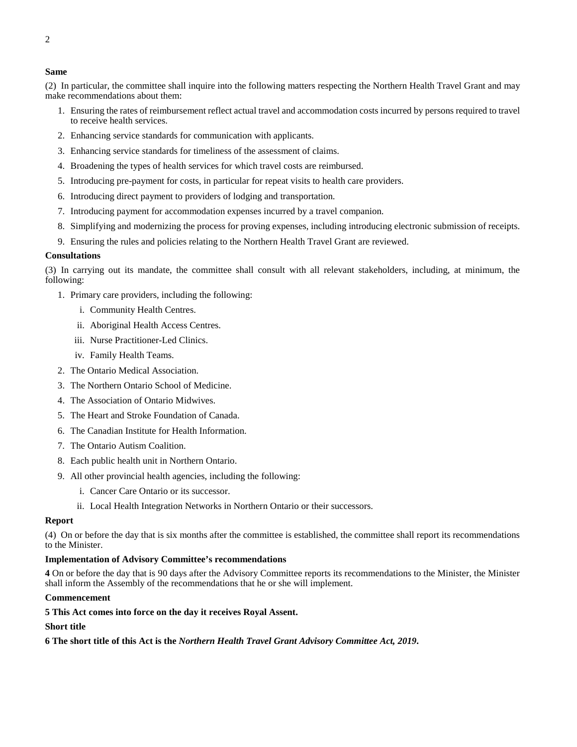**Same**

(2) In particular, the committee shall inquire into the following matters respecting the Northern Health Travel Grant and may make recommendations about them:

1. Ensuring the rates of reimbursement reflect actual travel and accommodation costs incurred by persons required to travel to receive health services.
2. Enhancing service standards for communication with applicants.
3. Enhancing service standards for timeliness of the assessment of claims.
4. Broadening the types of health services for which travel costs are reimbursed.
5. Introducing pre-payment for costs, in particular for repeat visits to health care providers.
6. Introducing direct payment to providers of lodging and transportation.
7. Introducing payment for accommodation expenses incurred by a travel companion.
8. Simplifying and modernizing the process for proving expenses, including introducing electronic submission of receipts.
9. Ensuring the rules and policies relating to the Northern Health Travel Grant are reviewed.

**Consultations**

(3) In carrying out its mandate, the committee shall consult with all relevant stakeholders, including, at minimum, the following:

1. Primary care providers, including the following:
   i. Community Health Centres.
   ii. Aboriginal Health Access Centres.
   iii. Nurse Practitioner-Led Clinics.
   iv. Family Health Teams.
2. The Ontario Medical Association.
3. The Northern Ontario School of Medicine.
4. The Association of Ontario Midwives.
5. The Heart and Stroke Foundation of Canada.
6. The Canadian Institute for Health Information.
7. The Ontario Autism Coalition.
8. Each public health unit in Northern Ontario.
9. All other provincial health agencies, including the following:
   i. Cancer Care Ontario or its successor.
   ii. Local Health Integration Networks in Northern Ontario or their successors.

**Report**

(4) On or before the day that is six months after the committee is established, the committee shall report its recommendations to the Minister.

**Implementation of Advisory Committee's recommendations**

**4** On or before the day that is 90 days after the Advisory Committee reports its recommendations to the Minister, the Minister shall inform the Assembly of the recommendations that he or she will implement.

**Commencement**

**5 This Act comes into force on the day it receives Royal Assent.**

**Short title**

**6 The short title of this Act is the *Northern Health Travel Grant Advisory Committee Act, 2019*.**